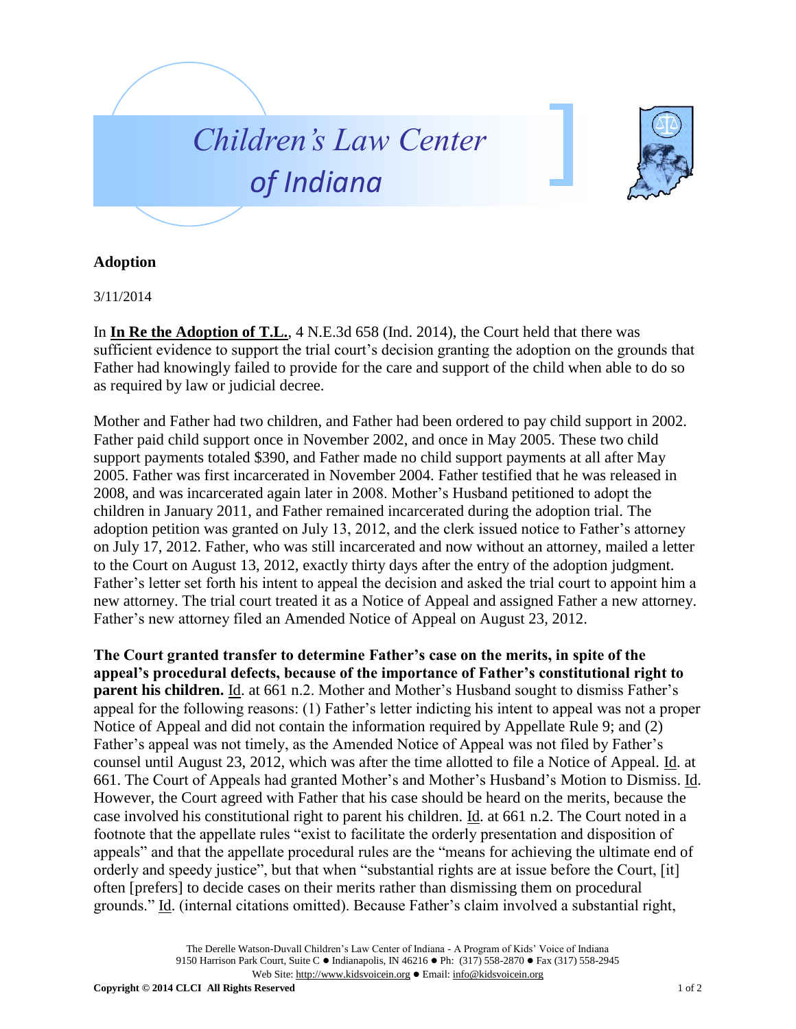# Children's Law Center of Indiana

## Adoption

3/11/2014

In **In Re the Adoption of T.L.**, 4 N.E.3d 658 (Ind. 2014), the Court held that there was sufficient evidence to support the trial court's decision granting the adoption on the grounds that Father had knowingly failed to provide for the care and support of the child when able to do so as required by law or judicial decree.

Mother and Father had two children, and Father had been ordered to pay child support in 2002. Father paid child support once in November 2002, and once in May 2005. These two child support payments totaled $390, and Father made no child support payments at all after May 2005. Father was first incarcerated in November 2004. Father testified that he was released in 2008, and was incarcerated again later in 2008. Mother's Husband petitioned to adopt the children in January 2011, and Father remained incarcerated during the adoption trial. The adoption petition was granted on July 13, 2012, and the clerk issued notice to Father's attorney on July 17, 2012. Father, who was still incarcerated and now without an attorney, mailed a letter to the Court on August 13, 2012, exactly thirty days after the entry of the adoption judgment. Father's letter set forth his intent to appeal the decision and asked the trial court to appoint him a new attorney. The trial court treated it as a Notice of Appeal and assigned Father a new attorney. Father's new attorney filed an Amended Notice of Appeal on August 23, 2012.

**The Court granted transfer to determine Father's case on the merits, in spite of the appeal's procedural defects, because of the importance of Father's constitutional right to parent his children.** Id. at 661 n.2. Mother and Mother's Husband sought to dismiss Father's appeal for the following reasons: (1) Father's letter indicting his intent to appeal was not a proper Notice of Appeal and did not contain the information required by Appellate Rule 9; and (2) Father's appeal was not timely, as the Amended Notice of Appeal was not filed by Father's counsel until August 23, 2012, which was after the time allotted to file a Notice of Appeal. Id. at 661. The Court of Appeals had granted Mother's and Mother's Husband's Motion to Dismiss. Id. However, the Court agreed with Father that his case should be heard on the merits, because the case involved his constitutional right to parent his children. Id. at 661 n.2. The Court noted in a footnote that the appellate rules "exist to facilitate the orderly presentation and disposition of appeals" and that the appellate procedural rules are the "means for achieving the ultimate end of orderly and speedy justice", but that when "substantial rights are at issue before the Court, [it] often [prefers] to decide cases on their merits rather than dismissing them on procedural grounds." Id. (internal citations omitted). Because Father's claim involved a substantial right,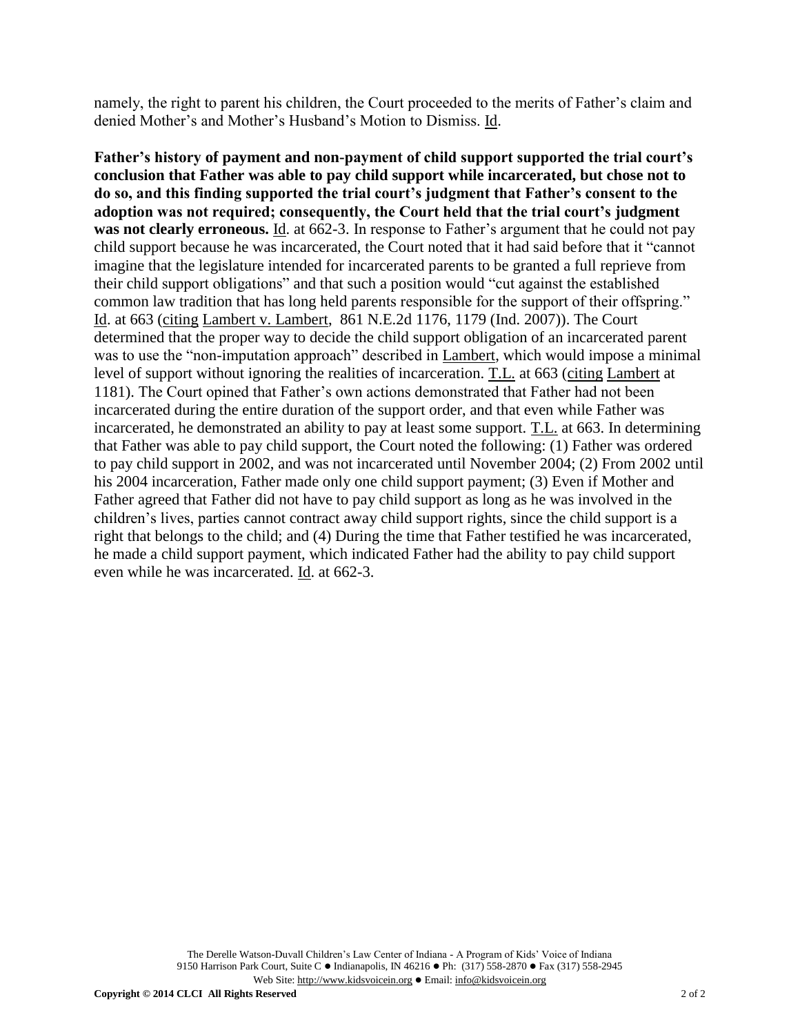namely, the right to parent his children, the Court proceeded to the merits of Father's claim and denied Mother's and Mother's Husband's Motion to Dismiss. Id.

**Father's history of payment and non-payment of child support supported the trial court's conclusion that Father was able to pay child support while incarcerated, but chose not to do so, and this finding supported the trial court's judgment that Father's consent to the adoption was not required; consequently, the Court held that the trial court's judgment was not clearly erroneous.** Id. at 662-3. In response to Father's argument that he could not pay child support because he was incarcerated, the Court noted that it had said before that it "cannot imagine that the legislature intended for incarcerated parents to be granted a full reprieve from their child support obligations" and that such a position would "cut against the established common law tradition that has long held parents responsible for the support of their offspring." Id. at 663 (citing Lambert v. Lambert, 861 N.E.2d 1176, 1179 (Ind. 2007)). The Court determined that the proper way to decide the child support obligation of an incarcerated parent was to use the "non-imputation approach" described in Lambert, which would impose a minimal level of support without ignoring the realities of incarceration. T.L. at 663 (citing Lambert at 1181). The Court opined that Father's own actions demonstrated that Father had not been incarcerated during the entire duration of the support order, and that even while Father was incarcerated, he demonstrated an ability to pay at least some support. T.L. at 663. In determining that Father was able to pay child support, the Court noted the following: (1) Father was ordered to pay child support in 2002, and was not incarcerated until November 2004; (2) From 2002 until his 2004 incarceration, Father made only one child support payment; (3) Even if Mother and Father agreed that Father did not have to pay child support as long as he was involved in the children's lives, parties cannot contract away child support rights, since the child support is a right that belongs to the child; and (4) During the time that Father testified he was incarcerated, he made a child support payment, which indicated Father had the ability to pay child support even while he was incarcerated. Id. at 662-3.